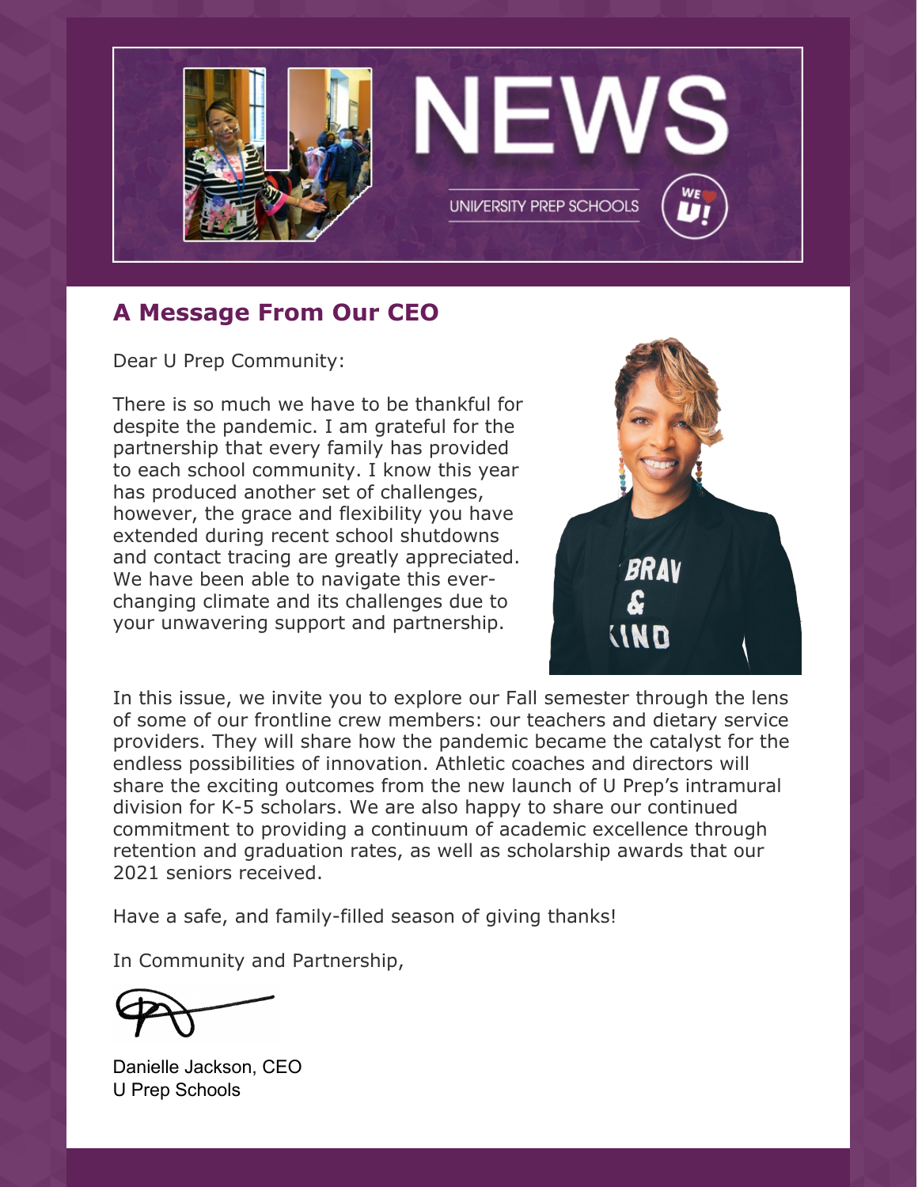# U NEWS

UNIVERSITY PREP SCHOOLS

WE ❤ U!

## A Message From Our CEO

Dear U Prep Community:

There is so much we have to be thankful for despite the pandemic. I am grateful for the partnership that every family has provided to each school community. I know this year has produced another set of challenges, however, the grace and flexibility you have extended during recent school shutdowns and contact tracing are greatly appreciated. We have been able to navigate this ever-changing climate and its challenges due to your unwavering support and partnership.

In this issue, we invite you to explore our Fall semester through the lens of some of our frontline crew members: our teachers and dietary service providers. They will share how the pandemic became the catalyst for the endless possibilities of innovation. Athletic coaches and directors will share the exciting outcomes from the new launch of U Prep's intramural division for K-5 scholars. We are also happy to share our continued commitment to providing a continuum of academic excellence through retention and graduation rates, as well as scholarship awards that our 2021 seniors received.

Have a safe, and family-filled season of giving thanks!

In Community and Partnership,

Danielle Jackson, CEO
U Prep Schools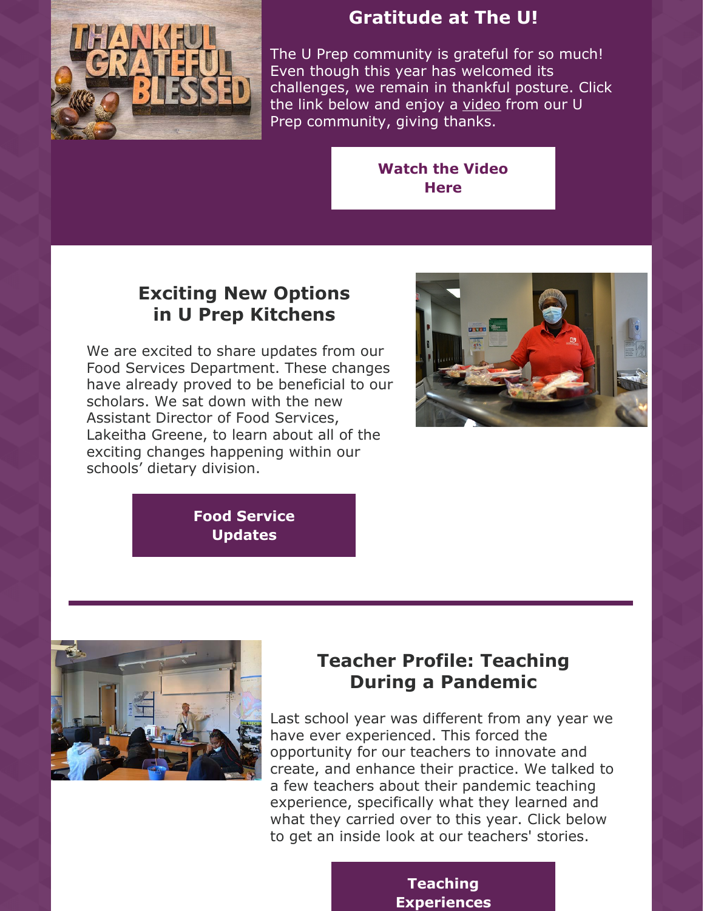## Gratitude at The U!

The U Prep community is grateful for so much! Even though this year has welcomed its challenges, we remain in thankful posture. Click the link below and enjoy a video from our U Prep community, giving thanks.

Watch the Video Here

## Exciting New Options in U Prep Kitchens

We are excited to share updates from our Food Services Department. These changes have already proved to be beneficial to our scholars. We sat down with the new Assistant Director of Food Services, Lakeitha Greene, to learn about all of the exciting changes happening within our schools' dietary division.

Food Service Updates

---

## Teacher Profile: Teaching During a Pandemic

Last school year was different from any year we have ever experienced. This forced the opportunity for our teachers to innovate and create, and enhance their practice. We talked to a few teachers about their pandemic teaching experience, specifically what they learned and what they carried over to this year. Click below to get an inside look at our teachers' stories.

Teaching Experiences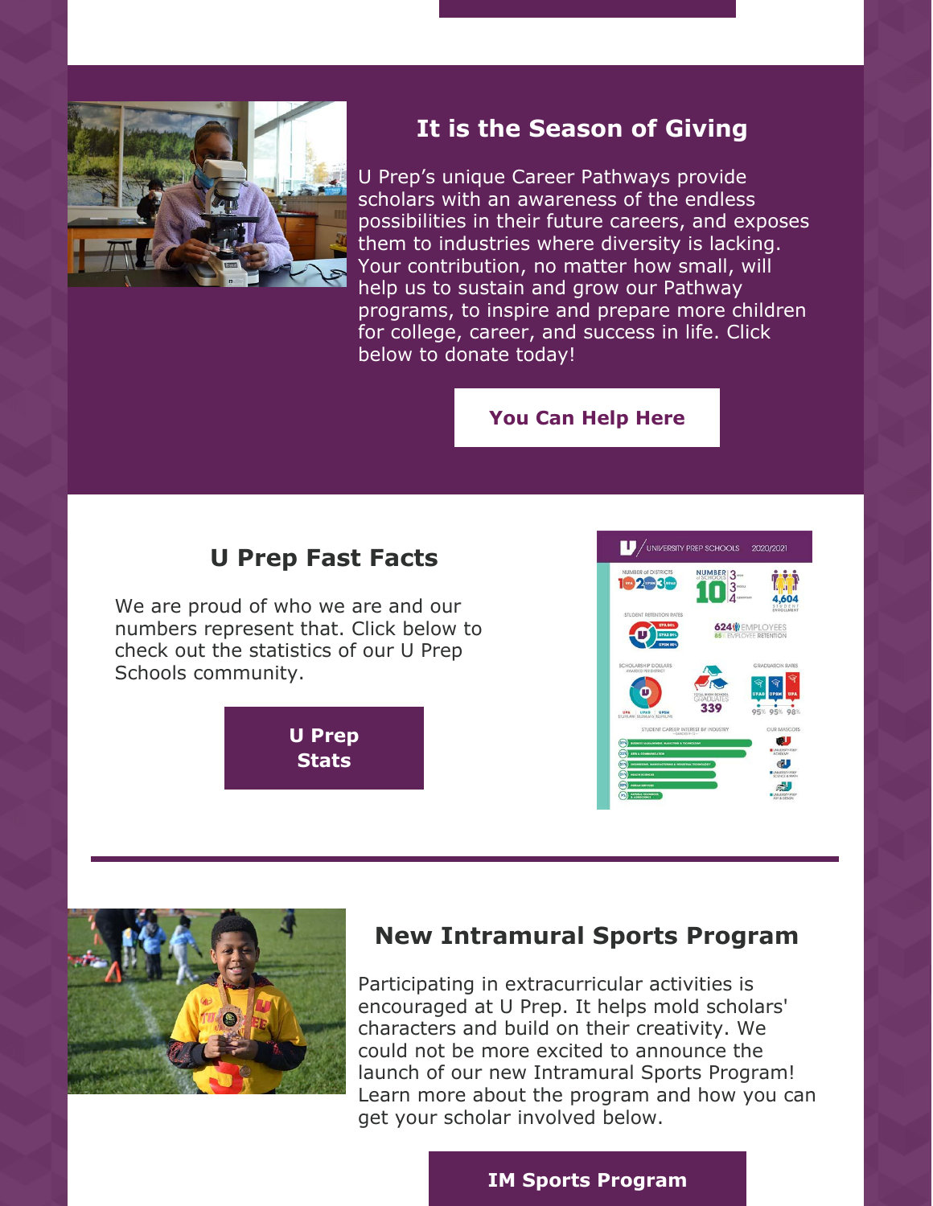## It is the Season of Giving

U Prep's unique Career Pathways provide scholars with an awareness of the endless possibilities in their future careers, and exposes them to industries where diversity is lacking. Your contribution, no matter how small, will help us to sustain and grow our Pathway programs, to inspire and prepare more children for college, career, and success in life. Click below to donate today!

**You Can Help Here**

## U Prep Fast Facts

We are proud of who we are and our numbers represent that. Click below to check out the statistics of our U Prep Schools community.

**U Prep Stats**

## New Intramural Sports Program

Participating in extracurricular activities is encouraged at U Prep. It helps mold scholars' characters and build on their creativity. We could not be more excited to announce the launch of our new Intramural Sports Program! Learn more about the program and how you can get your scholar involved below.

**IM Sports Program**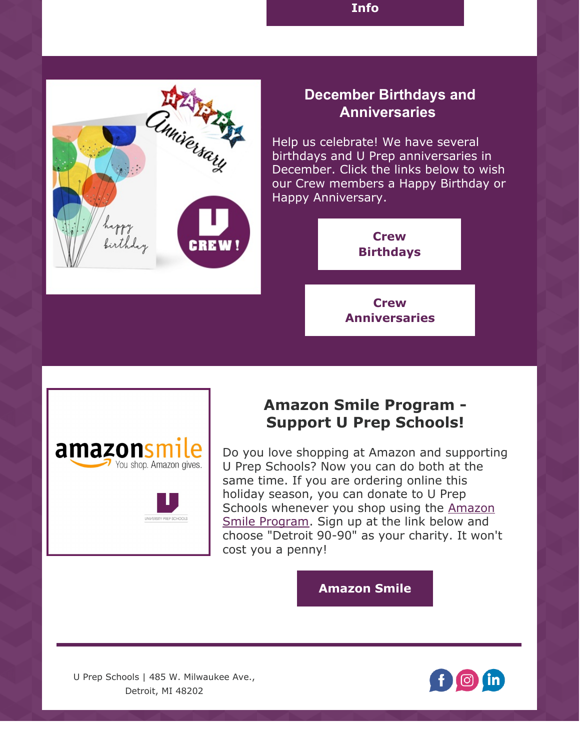Info

## December Birthdays and Anniversaries

Help us celebrate! We have several birthdays and U Prep anniversaries in December. Click the links below to wish our Crew members a Happy Birthday or Happy Anniversary.

**Crew Birthdays**

**Crew Anniversaries**

## Amazon Smile Program - Support U Prep Schools!

Do you love shopping at Amazon and supporting U Prep Schools? Now you can do both at the same time. If you are ordering online this holiday season, you can donate to U Prep Schools whenever you shop using the Amazon Smile Program. Sign up at the link below and choose "Detroit 90-90" as your charity. It won't cost you a penny!

**Amazon Smile**

U Prep Schools | 485 W. Milwaukee Ave., Detroit, MI 48202